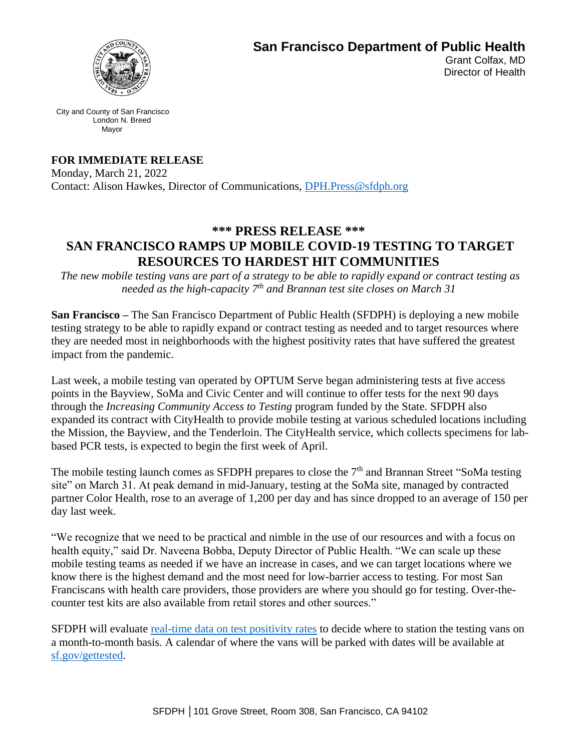**San Francisco Department of Public Health**

Grant Colfax, MD
Director of Health

City and County of San Francisco
London N. Breed
Mayor

**FOR IMMEDIATE RELEASE**
Monday, March 21, 2022
Contact: Alison Hawkes, Director of Communications, DPH.Press@sfdph.org

## *** PRESS RELEASE ***

# SAN FRANCISCO RAMPS UP MOBILE COVID-19 TESTING TO TARGET RESOURCES TO HARDEST HIT COMMUNITIES

*The new mobile testing vans are part of a strategy to be able to rapidly expand or contract testing as needed as the high-capacity 7th and Brannan test site closes on March 31*

**San Francisco –** The San Francisco Department of Public Health (SFDPH) is deploying a new mobile testing strategy to be able to rapidly expand or contract testing as needed and to target resources where they are needed most in neighborhoods with the highest positivity rates that have suffered the greatest impact from the pandemic.

Last week, a mobile testing van operated by OPTUM Serve began administering tests at five access points in the Bayview, SoMa and Civic Center and will continue to offer tests for the next 90 days through the *Increasing Community Access to Testing* program funded by the State. SFDPH also expanded its contract with CityHealth to provide mobile testing at various scheduled locations including the Mission, the Bayview, and the Tenderloin. The CityHealth service, which collects specimens for lab-based PCR tests, is expected to begin the first week of April.

The mobile testing launch comes as SFDPH prepares to close the 7th and Brannan Street "SoMa testing site" on March 31. At peak demand in mid-January, testing at the SoMa site, managed by contracted partner Color Health, rose to an average of 1,200 per day and has since dropped to an average of 150 per day last week.

"We recognize that we need to be practical and nimble in the use of our resources and with a focus on health equity," said Dr. Naveena Bobba, Deputy Director of Public Health. "We can scale up these mobile testing teams as needed if we have an increase in cases, and we can target locations where we know there is the highest demand and the most need for low-barrier access to testing. For most San Franciscans with health care providers, those providers are where you should go for testing. Over-the-counter test kits are also available from retail stores and other sources."

SFDPH will evaluate real-time data on test positivity rates to decide where to station the testing vans on a month-to-month basis. A calendar of where the vans will be parked with dates will be available at sf.gov/gettested.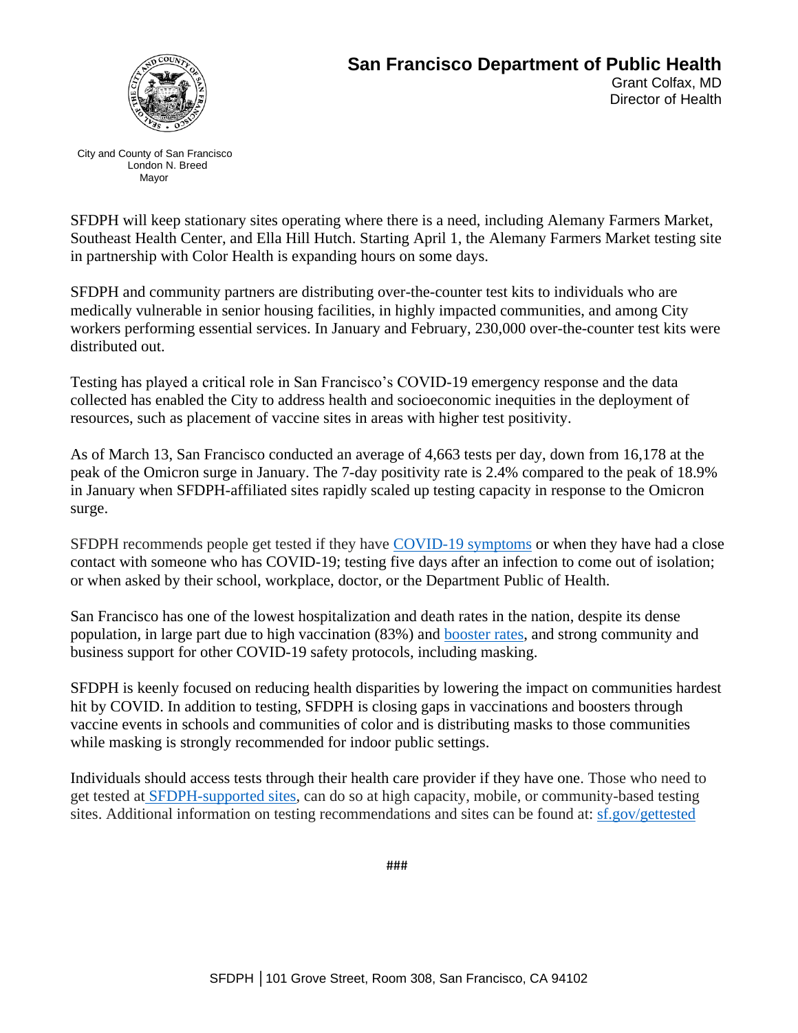**San Francisco Department of Public Health**

Grant Colfax, MD
Director of Health

City and County of San Francisco
London N. Breed
Mayor

SFDPH will keep stationary sites operating where there is a need, including Alemany Farmers Market, Southeast Health Center, and Ella Hill Hutch. Starting April 1, the Alemany Farmers Market testing site in partnership with Color Health is expanding hours on some days.

SFDPH and community partners are distributing over-the-counter test kits to individuals who are medically vulnerable in senior housing facilities, in highly impacted communities, and among City workers performing essential services. In January and February, 230,000 over-the-counter test kits were distributed out.

Testing has played a critical role in San Francisco's COVID-19 emergency response and the data collected has enabled the City to address health and socioeconomic inequities in the deployment of resources, such as placement of vaccine sites in areas with higher test positivity.

As of March 13, San Francisco conducted an average of 4,663 tests per day, down from 16,178 at the peak of the Omicron surge in January. The 7-day positivity rate is 2.4% compared to the peak of 18.9% in January when SFDPH-affiliated sites rapidly scaled up testing capacity in response to the Omicron surge.

SFDPH recommends people get tested if they have [COVID-19 symptoms] or when they have had a close contact with someone who has COVID-19; testing five days after an infection to come out of isolation; or when asked by their school, workplace, doctor, or the Department Public of Health.

San Francisco has one of the lowest hospitalization and death rates in the nation, despite its dense population, in large part due to high vaccination (83%) and [booster rates], and strong community and business support for other COVID-19 safety protocols, including masking.

SFDPH is keenly focused on reducing health disparities by lowering the impact on communities hardest hit by COVID. In addition to testing, SFDPH is closing gaps in vaccinations and boosters through vaccine events in schools and communities of color and is distributing masks to those communities while masking is strongly recommended for indoor public settings.

Individuals should access tests through their health care provider if they have one. Those who need to get tested at [SFDPH-supported sites], can do so at high capacity, mobile, or community-based testing sites. Additional information on testing recommendations and sites can be found at: [sf.gov/gettested]

###

SFDPH │101 Grove Street, Room 308, San Francisco, CA 94102